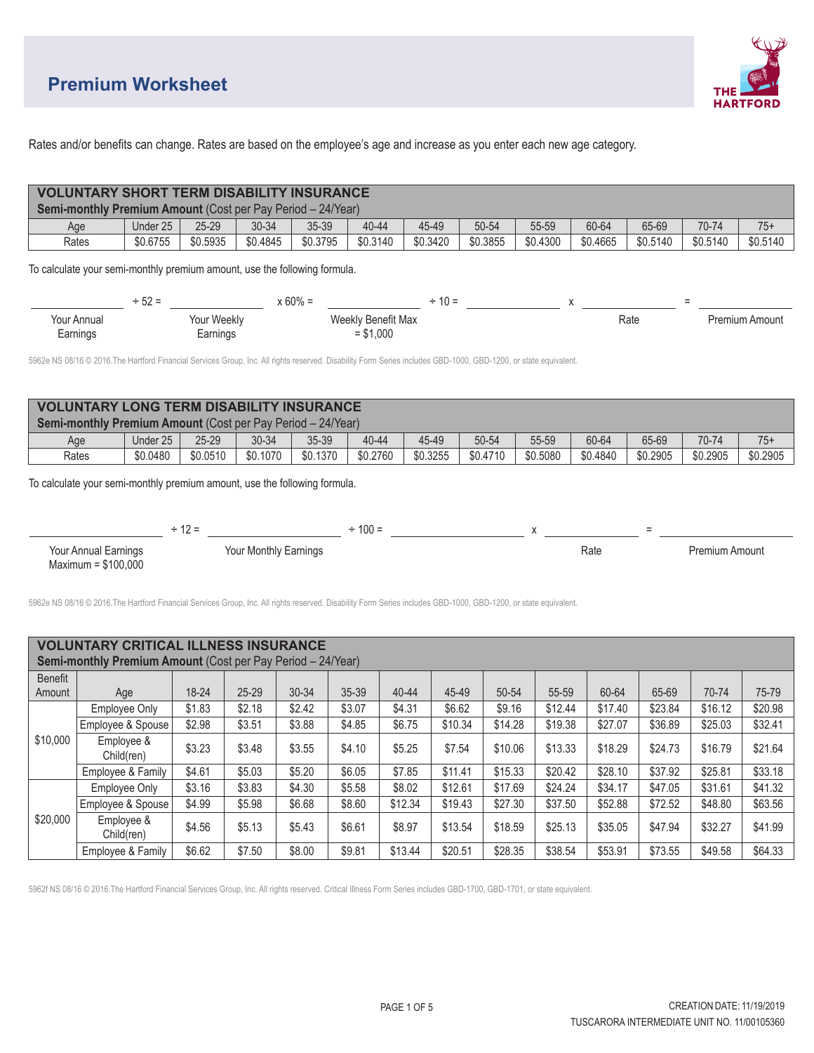# Premium Worksheet

THE HARTFORD

Rates and/or benefits can change. Rates are based on the employee's age and increase as you enter each new age category.

## VOLUNTARY SHORT TERM DISABILITY INSURANCE

**Semi-monthly Premium Amount** (Cost per Pay Period – 24/Year)

| Age | Under 25 | 25-29 | 30-34 | 35-39 | 40-44 | 45-49 | 50-54 | 55-59 | 60-64 | 65-69 | 70-74 | 75+ |
|---|---|---|---|---|---|---|---|---|---|---|---|---|
| Rates | $0.6755 | $0.5935 | $0.4845 | $0.3795 | $0.3140 | $0.3420 | $0.3855 | $0.4300 | $0.4665 | $0.5140 | $0.5140 | $0.5140 |

To calculate your semi-monthly premium amount, use the following formula.

_______ ÷ 52 = _______ x 60% = _______ ÷ 10 = _______ x _______ = _______

Your Annual Earnings | Your Weekly Earnings | Weekly Benefit Max = $1,000 | | Rate | Premium Amount

5962e NS 08/16 © 2016.The Hartford Financial Services Group, Inc. All rights reserved. Disability Form Series includes GBD-1000, GBD-1200, or state equivalent.

## VOLUNTARY LONG TERM DISABILITY INSURANCE

**Semi-monthly Premium Amount** (Cost per Pay Period – 24/Year)

| Age | Under 25 | 25-29 | 30-34 | 35-39 | 40-44 | 45-49 | 50-54 | 55-59 | 60-64 | 65-69 | 70-74 | 75+ |
|---|---|---|---|---|---|---|---|---|---|---|---|---|
| Rates | $0.0480 | $0.0510 | $0.1070 | $0.1370 | $0.2760 | $0.3255 | $0.4710 | $0.5080 | $0.4840 | $0.2905 | $0.2905 | $0.2905 |

To calculate your semi-monthly premium amount, use the following formula.

_______ ÷ 12 = _______ ÷ 100 = _______ x _______ = _______

Your Annual Earnings Maximum = $100,000 | Your Monthly Earnings | | Rate | Premium Amount

5962e NS 08/16 © 2016.The Hartford Financial Services Group, Inc. All rights reserved. Disability Form Series includes GBD-1000, GBD-1200, or state equivalent.

## VOLUNTARY CRITICAL ILLNESS INSURANCE

**Semi-monthly Premium Amount** (Cost per Pay Period – 24/Year)

| Benefit Amount | Age | 18-24 | 25-29 | 30-34 | 35-39 | 40-44 | 45-49 | 50-54 | 55-59 | 60-64 | 65-69 | 70-74 | 75-79 |
|---|---|---|---|---|---|---|---|---|---|---|---|---|---|
| $10,000 | Employee Only | $1.83 | $2.18 | $2.42 | $3.07 | $4.31 | $6.62 | $9.16 | $12.44 | $17.40 | $23.84 | $16.12 | $20.98 |
| | Employee & Spouse | $2.98 | $3.51 | $3.88 | $4.85 | $6.75 | $10.34 | $14.28 | $19.38 | $27.07 | $36.89 | $25.03 | $32.41 |
| | Employee & Child(ren) | $3.23 | $3.48 | $3.55 | $4.10 | $5.25 | $7.54 | $10.06 | $13.33 | $18.29 | $24.73 | $16.79 | $21.64 |
| | Employee & Family | $4.61 | $5.03 | $5.20 | $6.05 | $7.85 | $11.41 | $15.33 | $20.42 | $28.10 | $37.92 | $25.81 | $33.18 |
| $20,000 | Employee Only | $3.16 | $3.83 | $4.30 | $5.58 | $8.02 | $12.61 | $17.69 | $24.24 | $34.17 | $47.05 | $31.61 | $41.32 |
| | Employee & Spouse | $4.99 | $5.98 | $6.68 | $8.60 | $12.34 | $19.43 | $27.30 | $37.50 | $52.88 | $72.52 | $48.80 | $63.56 |
| | Employee & Child(ren) | $4.56 | $5.13 | $5.43 | $6.61 | $8.97 | $13.54 | $18.59 | $25.13 | $35.05 | $47.94 | $32.27 | $41.99 |
| | Employee & Family | $6.62 | $7.50 | $8.00 | $9.81 | $13.44 | $20.51 | $28.35 | $38.54 | $53.91 | $73.55 | $49.58 | $64.33 |

5962f NS 08/16 © 2016.The Hartford Financial Services Group, Inc. All rights reserved. Critical Illness Form Series includes GBD-1700, GBD-1701, or state equivalent.

CREATION DATE: 11/19/2019
TUSCARORA INTERMEDIATE UNIT NO. 11/00105360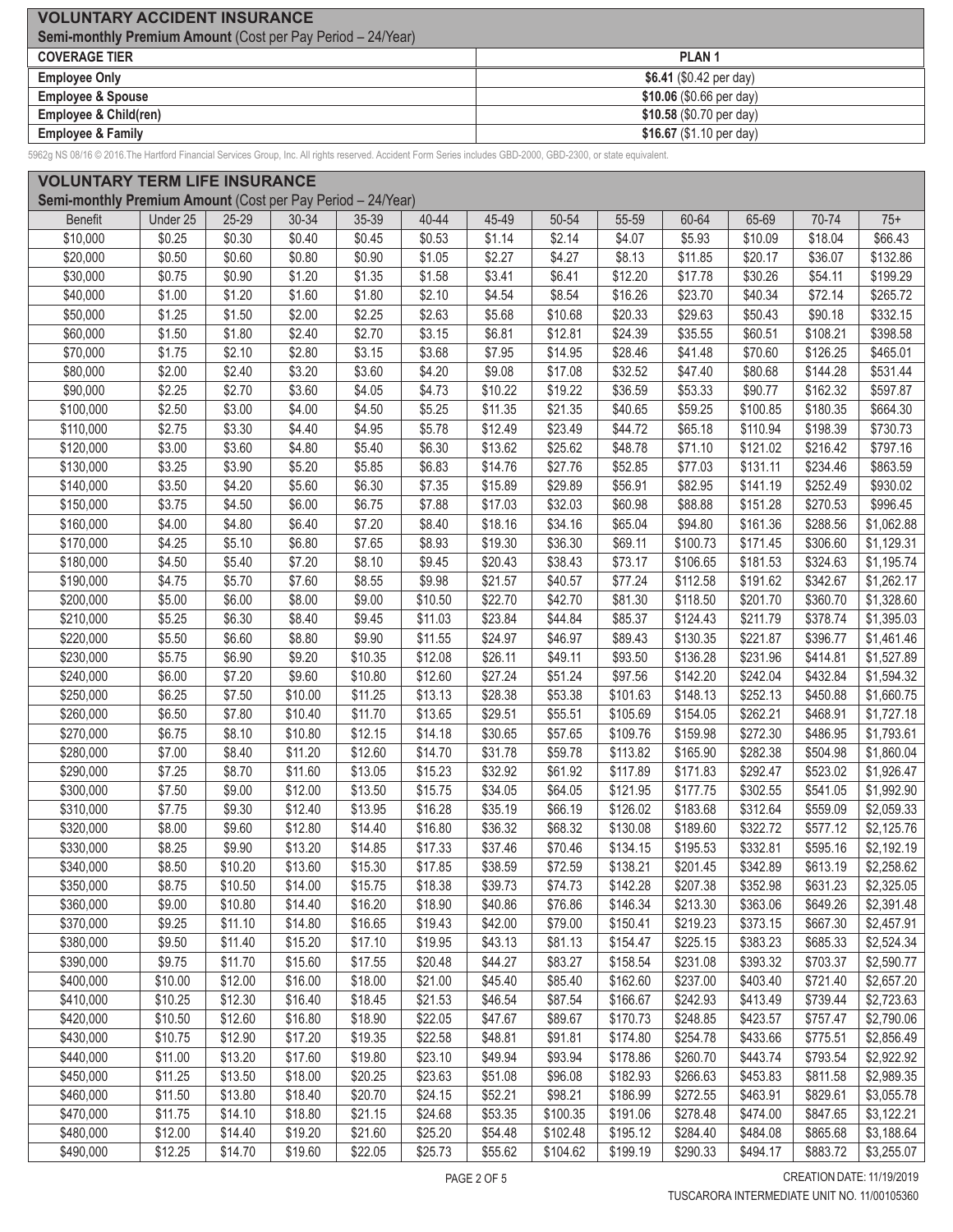## VOLUNTARY ACCIDENT INSURANCE

**Semi-monthly Premium Amount** (Cost per Pay Period – 24/Year)

| COVERAGE TIER | PLAN 1 |
|---|---|
| **Employee Only** | **$6.41** ($0.42 per day) |
| **Employee & Spouse** | **$10.06** ($0.66 per day) |
| **Employee & Child(ren)** | **$10.58** ($0.70 per day) |
| **Employee & Family** | **$16.67** ($1.10 per day) |

5962g NS 08/16 © 2016.The Hartford Financial Services Group, Inc. All rights reserved. Accident Form Series includes GBD-2000, GBD-2300, or state equivalent.

## VOLUNTARY TERM LIFE INSURANCE

**Semi-monthly Premium Amount** (Cost per Pay Period – 24/Year)

| Benefit | Under 25 | 25-29 | 30-34 | 35-39 | 40-44 | 45-49 | 50-54 | 55-59 | 60-64 | 65-69 | 70-74 | 75+ |
|---|---|---|---|---|---|---|---|---|---|---|---|---|
| $10,000 | $0.25 | $0.30 | $0.40 | $0.45 | $0.53 | $1.14 | $2.14 | $4.07 | $5.93 | $10.09 | $18.04 | $66.43 |
| $20,000 | $0.50 | $0.60 | $0.80 | $0.90 | $1.05 | $2.27 | $4.27 | $8.13 | $11.85 | $20.17 | $36.07 | $132.86 |
| $30,000 | $0.75 | $0.90 | $1.20 | $1.35 | $1.58 | $3.41 | $6.41 | $12.20 | $17.78 | $30.26 | $54.11 | $199.29 |
| $40,000 | $1.00 | $1.20 | $1.60 | $1.80 | $2.10 | $4.54 | $8.54 | $16.26 | $23.70 | $40.34 | $72.14 | $265.72 |
| $50,000 | $1.25 | $1.50 | $2.00 | $2.25 | $2.63 | $5.68 | $10.68 | $20.33 | $29.63 | $50.43 | $90.18 | $332.15 |
| $60,000 | $1.50 | $1.80 | $2.40 | $2.70 | $3.15 | $6.81 | $12.81 | $24.39 | $35.55 | $60.51 | $108.21 | $398.58 |
| $70,000 | $1.75 | $2.10 | $2.80 | $3.15 | $3.68 | $7.95 | $14.95 | $28.46 | $41.48 | $70.60 | $126.25 | $465.01 |
| $80,000 | $2.00 | $2.40 | $3.20 | $3.60 | $4.20 | $9.08 | $17.08 | $32.52 | $47.40 | $80.68 | $144.28 | $531.44 |
| $90,000 | $2.25 | $2.70 | $3.60 | $4.05 | $4.73 | $10.22 | $19.22 | $36.59 | $53.33 | $90.77 | $162.32 | $597.87 |
| $100,000 | $2.50 | $3.00 | $4.00 | $4.50 | $5.25 | $11.35 | $21.35 | $40.65 | $59.25 | $100.85 | $180.35 | $664.30 |
| $110,000 | $2.75 | $3.30 | $4.40 | $4.95 | $5.78 | $12.49 | $23.49 | $44.72 | $65.18 | $110.94 | $198.39 | $730.73 |
| $120,000 | $3.00 | $3.60 | $4.80 | $5.40 | $6.30 | $13.62 | $25.62 | $48.78 | $71.10 | $121.02 | $216.42 | $797.16 |
| $130,000 | $3.25 | $3.90 | $5.20 | $5.85 | $6.83 | $14.76 | $27.76 | $52.85 | $77.03 | $131.11 | $234.46 | $863.59 |
| $140,000 | $3.50 | $4.20 | $5.60 | $6.30 | $7.35 | $15.89 | $29.89 | $56.91 | $82.95 | $141.19 | $252.49 | $930.02 |
| $150,000 | $3.75 | $4.50 | $6.00 | $6.75 | $7.88 | $17.03 | $32.03 | $60.98 | $88.88 | $151.28 | $270.53 | $996.45 |
| $160,000 | $4.00 | $4.80 | $6.40 | $7.20 | $8.40 | $18.16 | $34.16 | $65.04 | $94.80 | $161.36 | $288.56 | $1,062.88 |
| $170,000 | $4.25 | $5.10 | $6.80 | $7.65 | $8.93 | $19.30 | $36.30 | $69.11 | $100.73 | $171.45 | $306.60 | $1,129.31 |
| $180,000 | $4.50 | $5.40 | $7.20 | $8.10 | $9.45 | $20.43 | $38.43 | $73.17 | $106.65 | $181.53 | $324.63 | $1,195.74 |
| $190,000 | $4.75 | $5.70 | $7.60 | $8.55 | $9.98 | $21.57 | $40.57 | $77.24 | $112.58 | $191.62 | $342.67 | $1,262.17 |
| $200,000 | $5.00 | $6.00 | $8.00 | $9.00 | $10.50 | $22.70 | $42.70 | $81.30 | $118.50 | $201.70 | $360.70 | $1,328.60 |
| $210,000 | $5.25 | $6.30 | $8.40 | $9.45 | $11.03 | $23.84 | $44.84 | $85.37 | $124.43 | $211.79 | $378.74 | $1,395.03 |
| $220,000 | $5.50 | $6.60 | $8.80 | $9.90 | $11.55 | $24.97 | $46.97 | $89.43 | $130.35 | $221.87 | $396.77 | $1,461.46 |
| $230,000 | $5.75 | $6.90 | $9.20 | $10.35 | $12.08 | $26.11 | $49.11 | $93.50 | $136.28 | $231.96 | $414.81 | $1,527.89 |
| $240,000 | $6.00 | $7.20 | $9.60 | $10.80 | $12.60 | $27.24 | $51.24 | $97.56 | $142.20 | $242.04 | $432.84 | $1,594.32 |
| $250,000 | $6.25 | $7.50 | $10.00 | $11.25 | $13.13 | $28.38 | $53.38 | $101.63 | $148.13 | $252.13 | $450.88 | $1,660.75 |
| $260,000 | $6.50 | $7.80 | $10.40 | $11.70 | $13.65 | $29.51 | $55.51 | $105.69 | $154.05 | $262.21 | $468.91 | $1,727.18 |
| $270,000 | $6.75 | $8.10 | $10.80 | $12.15 | $14.18 | $30.65 | $57.65 | $109.76 | $159.98 | $272.30 | $486.95 | $1,793.61 |
| $280,000 | $7.00 | $8.40 | $11.20 | $12.60 | $14.70 | $31.78 | $59.78 | $113.82 | $165.90 | $282.38 | $504.98 | $1,860.04 |
| $290,000 | $7.25 | $8.70 | $11.60 | $13.05 | $15.23 | $32.92 | $61.92 | $117.89 | $171.83 | $292.47 | $523.02 | $1,926.47 |
| $300,000 | $7.50 | $9.00 | $12.00 | $13.50 | $15.75 | $34.05 | $64.05 | $121.95 | $177.75 | $302.55 | $541.05 | $1,992.90 |
| $310,000 | $7.75 | $9.30 | $12.40 | $13.95 | $16.28 | $35.19 | $66.19 | $126.02 | $183.68 | $312.64 | $559.09 | $2,059.33 |
| $320,000 | $8.00 | $9.60 | $12.80 | $14.40 | $16.80 | $36.32 | $68.32 | $130.08 | $189.60 | $322.72 | $577.12 | $2,125.76 |
| $330,000 | $8.25 | $9.90 | $13.20 | $14.85 | $17.33 | $37.46 | $70.46 | $134.15 | $195.53 | $332.81 | $595.16 | $2,192.19 |
| $340,000 | $8.50 | $10.20 | $13.60 | $15.30 | $17.85 | $38.59 | $72.59 | $138.21 | $201.45 | $342.89 | $613.19 | $2,258.62 |
| $350,000 | $8.75 | $10.50 | $14.00 | $15.75 | $18.38 | $39.73 | $74.73 | $142.28 | $207.38 | $352.98 | $631.23 | $2,325.05 |
| $360,000 | $9.00 | $10.80 | $14.40 | $16.20 | $18.90 | $40.86 | $76.86 | $146.34 | $213.30 | $363.06 | $649.26 | $2,391.48 |
| $370,000 | $9.25 | $11.10 | $14.80 | $16.65 | $19.43 | $42.00 | $79.00 | $150.41 | $219.23 | $373.15 | $667.30 | $2,457.91 |
| $380,000 | $9.50 | $11.40 | $15.20 | $17.10 | $19.95 | $43.13 | $81.13 | $154.47 | $225.15 | $383.23 | $685.33 | $2,524.34 |
| $390,000 | $9.75 | $11.70 | $15.60 | $17.55 | $20.48 | $44.27 | $83.27 | $158.54 | $231.08 | $393.32 | $703.37 | $2,590.77 |
| $400,000 | $10.00 | $12.00 | $16.00 | $18.00 | $21.00 | $45.40 | $85.40 | $162.60 | $237.00 | $403.40 | $721.40 | $2,657.20 |
| $410,000 | $10.25 | $12.30 | $16.40 | $18.45 | $21.53 | $46.54 | $87.54 | $166.67 | $242.93 | $413.49 | $739.44 | $2,723.63 |
| $420,000 | $10.50 | $12.60 | $16.80 | $18.90 | $22.05 | $47.67 | $89.67 | $170.73 | $248.85 | $423.57 | $757.47 | $2,790.06 |
| $430,000 | $10.75 | $12.90 | $17.20 | $19.35 | $22.58 | $48.81 | $91.81 | $174.80 | $254.78 | $433.66 | $775.51 | $2,856.49 |
| $440,000 | $11.00 | $13.20 | $17.60 | $19.80 | $23.10 | $49.94 | $93.94 | $178.86 | $260.70 | $443.74 | $793.54 | $2,922.92 |
| $450,000 | $11.25 | $13.50 | $18.00 | $20.25 | $23.63 | $51.08 | $96.08 | $182.93 | $266.63 | $453.83 | $811.58 | $2,989.35 |
| $460,000 | $11.50 | $13.80 | $18.40 | $20.70 | $24.15 | $52.21 | $98.21 | $186.99 | $272.55 | $463.91 | $829.61 | $3,055.78 |
| $470,000 | $11.75 | $14.10 | $18.80 | $21.15 | $24.68 | $53.35 | $100.35 | $191.06 | $278.48 | $474.00 | $847.65 | $3,122.21 |
| $480,000 | $12.00 | $14.40 | $19.20 | $21.60 | $25.20 | $54.48 | $102.48 | $195.12 | $284.40 | $484.08 | $865.68 | $3,188.64 |
| $490,000 | $12.25 | $14.70 | $19.60 | $22.05 | $25.73 | $55.62 | $104.62 | $199.19 | $290.33 | $494.17 | $883.72 | $3,255.07 |

CREATION DATE: 11/19/2019

TUSCARORA INTERMEDIATE UNIT NO. 11/00105360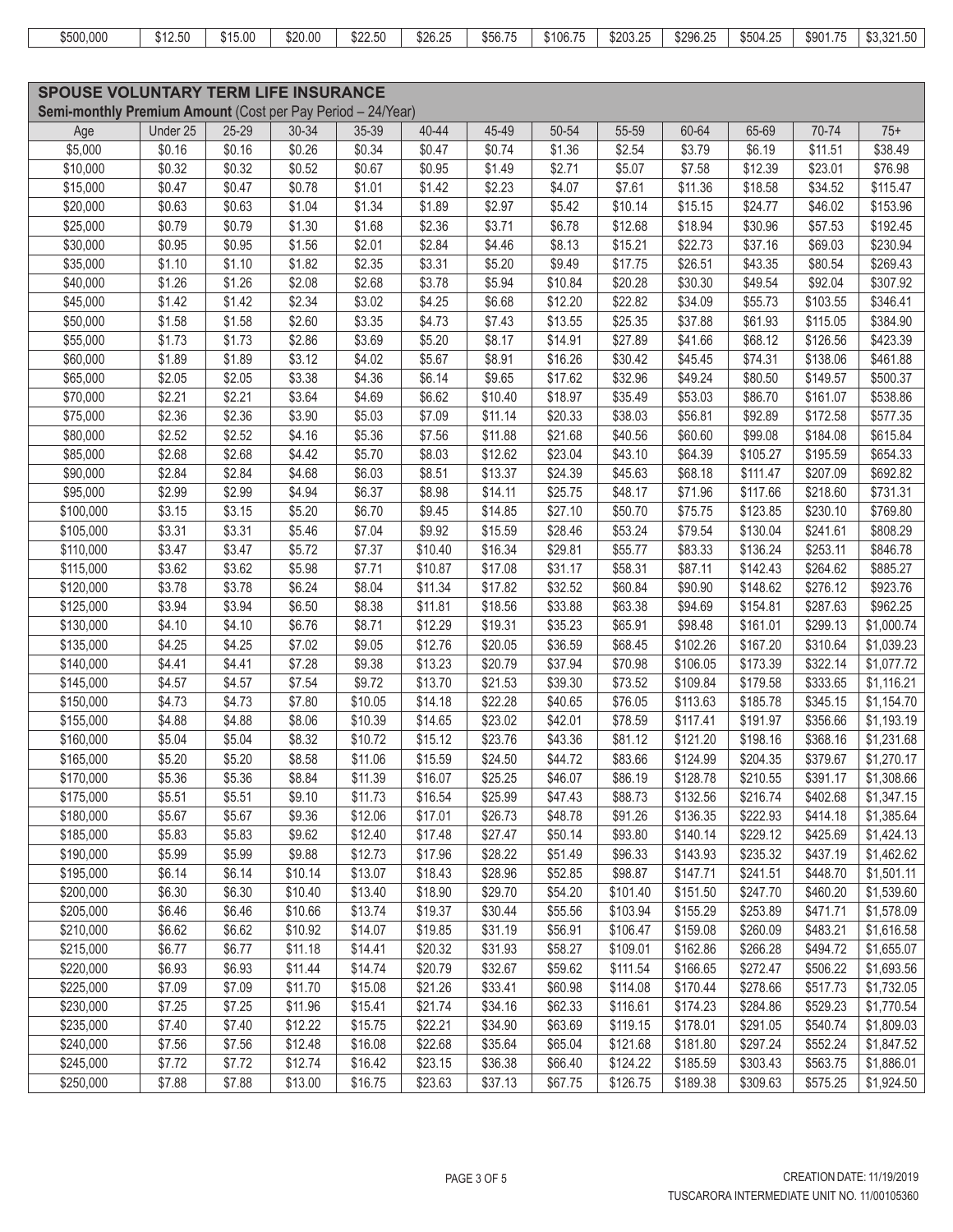| $500,000 | $12.50 | $15.00 | $20.00 | $22.50 | $26.25 | $56.75 | $106.75 | $203.25 | $296.25 | $504.25 | $901.75 | $3,321.50 |
|---|---|---|---|---|---|---|---|---|---|---|---|---|

## SPOUSE VOLUNTARY TERM LIFE INSURANCE

**Semi-monthly Premium Amount** (Cost per Pay Period – 24/Year)

| Age | Under 25 | 25-29 | 30-34 | 35-39 | 40-44 | 45-49 | 50-54 | 55-59 | 60-64 | 65-69 | 70-74 | 75+ |
|---|---|---|---|---|---|---|---|---|---|---|---|---|
| $5,000 | $0.16 | $0.16 | $0.26 | $0.34 | $0.47 | $0.74 | $1.36 | $2.54 | $3.79 | $6.19 | $11.51 | $38.49 |
| $10,000 | $0.32 | $0.32 | $0.52 | $0.67 | $0.95 | $1.49 | $2.71 | $5.07 | $7.58 | $12.39 | $23.01 | $76.98 |
| $15,000 | $0.47 | $0.47 | $0.78 | $1.01 | $1.42 | $2.23 | $4.07 | $7.61 | $11.36 | $18.58 | $34.52 | $115.47 |
| $20,000 | $0.63 | $0.63 | $1.04 | $1.34 | $1.89 | $2.97 | $5.42 | $10.14 | $15.15 | $24.77 | $46.02 | $153.96 |
| $25,000 | $0.79 | $0.79 | $1.30 | $1.68 | $2.36 | $3.71 | $6.78 | $12.68 | $18.94 | $30.96 | $57.53 | $192.45 |
| $30,000 | $0.95 | $0.95 | $1.56 | $2.01 | $2.84 | $4.46 | $8.13 | $15.21 | $22.73 | $37.16 | $69.03 | $230.94 |
| $35,000 | $1.10 | $1.10 | $1.82 | $2.35 | $3.31 | $5.20 | $9.49 | $17.75 | $26.51 | $43.35 | $80.54 | $269.43 |
| $40,000 | $1.26 | $1.26 | $2.08 | $2.68 | $3.78 | $5.94 | $10.84 | $20.28 | $30.30 | $49.54 | $92.04 | $307.92 |
| $45,000 | $1.42 | $1.42 | $2.34 | $3.02 | $4.25 | $6.68 | $12.20 | $22.82 | $34.09 | $55.73 | $103.55 | $346.41 |
| $50,000 | $1.58 | $1.58 | $2.60 | $3.35 | $4.73 | $7.43 | $13.55 | $25.35 | $37.88 | $61.93 | $115.05 | $384.90 |
| $55,000 | $1.73 | $1.73 | $2.86 | $3.69 | $5.20 | $8.17 | $14.91 | $27.89 | $41.66 | $68.12 | $126.56 | $423.39 |
| $60,000 | $1.89 | $1.89 | $3.12 | $4.02 | $5.67 | $8.91 | $16.26 | $30.42 | $45.45 | $74.31 | $138.06 | $461.88 |
| $65,000 | $2.05 | $2.05 | $3.38 | $4.36 | $6.14 | $9.65 | $17.62 | $32.96 | $49.24 | $80.50 | $149.57 | $500.37 |
| $70,000 | $2.21 | $2.21 | $3.64 | $4.69 | $6.62 | $10.40 | $18.97 | $35.49 | $53.03 | $86.70 | $161.07 | $538.86 |
| $75,000 | $2.36 | $2.36 | $3.90 | $5.03 | $7.09 | $11.14 | $20.33 | $38.03 | $56.81 | $92.89 | $172.58 | $577.35 |
| $80,000 | $2.52 | $2.52 | $4.16 | $5.36 | $7.56 | $11.88 | $21.68 | $40.56 | $60.60 | $99.08 | $184.08 | $615.84 |
| $85,000 | $2.68 | $2.68 | $4.42 | $5.70 | $8.03 | $12.62 | $23.04 | $43.10 | $64.39 | $105.27 | $195.59 | $654.33 |
| $90,000 | $2.84 | $2.84 | $4.68 | $6.03 | $8.51 | $13.37 | $24.39 | $45.63 | $68.18 | $111.47 | $207.09 | $692.82 |
| $95,000 | $2.99 | $2.99 | $4.94 | $6.37 | $8.98 | $14.11 | $25.75 | $48.17 | $71.96 | $117.66 | $218.60 | $731.31 |
| $100,000 | $3.15 | $3.15 | $5.20 | $6.70 | $9.45 | $14.85 | $27.10 | $50.70 | $75.75 | $123.85 | $230.10 | $769.80 |
| $105,000 | $3.31 | $3.31 | $5.46 | $7.04 | $9.92 | $15.59 | $28.46 | $53.24 | $79.54 | $130.04 | $241.61 | $808.29 |
| $110,000 | $3.47 | $3.47 | $5.72 | $7.37 | $10.40 | $16.34 | $29.81 | $55.77 | $83.33 | $136.24 | $253.11 | $846.78 |
| $115,000 | $3.62 | $3.62 | $5.98 | $7.71 | $10.87 | $17.08 | $31.17 | $58.31 | $87.11 | $142.43 | $264.62 | $885.27 |
| $120,000 | $3.78 | $3.78 | $6.24 | $8.04 | $11.34 | $17.82 | $32.52 | $60.84 | $90.90 | $148.62 | $276.12 | $923.76 |
| $125,000 | $3.94 | $3.94 | $6.50 | $8.38 | $11.81 | $18.56 | $33.88 | $63.38 | $94.69 | $154.81 | $287.63 | $962.25 |
| $130,000 | $4.10 | $4.10 | $6.76 | $8.71 | $12.29 | $19.31 | $35.23 | $65.91 | $98.48 | $161.01 | $299.13 | $1,000.74 |
| $135,000 | $4.25 | $4.25 | $7.02 | $9.05 | $12.76 | $20.05 | $36.59 | $68.45 | $102.26 | $167.20 | $310.64 | $1,039.23 |
| $140,000 | $4.41 | $4.41 | $7.28 | $9.38 | $13.23 | $20.79 | $37.94 | $70.98 | $106.05 | $173.39 | $322.14 | $1,077.72 |
| $145,000 | $4.57 | $4.57 | $7.54 | $9.72 | $13.70 | $21.53 | $39.30 | $73.52 | $109.84 | $179.58 | $333.65 | $1,116.21 |
| $150,000 | $4.73 | $4.73 | $7.80 | $10.05 | $14.18 | $22.28 | $40.65 | $76.05 | $113.63 | $185.78 | $345.15 | $1,154.70 |
| $155,000 | $4.88 | $4.88 | $8.06 | $10.39 | $14.65 | $23.02 | $42.01 | $78.59 | $117.41 | $191.97 | $356.66 | $1,193.19 |
| $160,000 | $5.04 | $5.04 | $8.32 | $10.72 | $15.12 | $23.76 | $43.36 | $81.12 | $121.20 | $198.16 | $368.16 | $1,231.68 |
| $165,000 | $5.20 | $5.20 | $8.58 | $11.06 | $15.59 | $24.50 | $44.72 | $83.66 | $124.99 | $204.35 | $379.67 | $1,270.17 |
| $170,000 | $5.36 | $5.36 | $8.84 | $11.39 | $16.07 | $25.25 | $46.07 | $86.19 | $128.78 | $210.55 | $391.17 | $1,308.66 |
| $175,000 | $5.51 | $5.51 | $9.10 | $11.73 | $16.54 | $25.99 | $47.43 | $88.73 | $132.56 | $216.74 | $402.68 | $1,347.15 |
| $180,000 | $5.67 | $5.67 | $9.36 | $12.06 | $17.01 | $26.73 | $48.78 | $91.26 | $136.35 | $222.93 | $414.18 | $1,385.64 |
| $185,000 | $5.83 | $5.83 | $9.62 | $12.40 | $17.48 | $27.47 | $50.14 | $93.80 | $140.14 | $229.12 | $425.69 | $1,424.13 |
| $190,000 | $5.99 | $5.99 | $9.88 | $12.73 | $17.96 | $28.22 | $51.49 | $96.33 | $143.93 | $235.32 | $437.19 | $1,462.62 |
| $195,000 | $6.14 | $6.14 | $10.14 | $13.07 | $18.43 | $28.96 | $52.85 | $98.87 | $147.71 | $241.51 | $448.70 | $1,501.11 |
| $200,000 | $6.30 | $6.30 | $10.40 | $13.40 | $18.90 | $29.70 | $54.20 | $101.40 | $151.50 | $247.70 | $460.20 | $1,539.60 |
| $205,000 | $6.46 | $6.46 | $10.66 | $13.74 | $19.37 | $30.44 | $55.56 | $103.94 | $155.29 | $253.89 | $471.71 | $1,578.09 |
| $210,000 | $6.62 | $6.62 | $10.92 | $14.07 | $19.85 | $31.19 | $56.91 | $106.47 | $159.08 | $260.09 | $483.21 | $1,616.58 |
| $215,000 | $6.77 | $6.77 | $11.18 | $14.41 | $20.32 | $31.93 | $58.27 | $109.01 | $162.86 | $266.28 | $494.72 | $1,655.07 |
| $220,000 | $6.93 | $6.93 | $11.44 | $14.74 | $20.79 | $32.67 | $59.62 | $111.54 | $166.65 | $272.47 | $506.22 | $1,693.56 |
| $225,000 | $7.09 | $7.09 | $11.70 | $15.08 | $21.26 | $33.41 | $60.98 | $114.08 | $170.44 | $278.66 | $517.73 | $1,732.05 |
| $230,000 | $7.25 | $7.25 | $11.96 | $15.41 | $21.74 | $34.16 | $62.33 | $116.61 | $174.23 | $284.86 | $529.23 | $1,770.54 |
| $235,000 | $7.40 | $7.40 | $12.22 | $15.75 | $22.21 | $34.90 | $63.69 | $119.15 | $178.01 | $291.05 | $540.74 | $1,809.03 |
| $240,000 | $7.56 | $7.56 | $12.48 | $16.08 | $22.68 | $35.64 | $65.04 | $121.68 | $181.80 | $297.24 | $552.24 | $1,847.52 |
| $245,000 | $7.72 | $7.72 | $12.74 | $16.42 | $23.15 | $36.38 | $66.40 | $124.22 | $185.59 | $303.43 | $563.75 | $1,886.01 |
| $250,000 | $7.88 | $7.88 | $13.00 | $16.75 | $23.63 | $37.13 | $67.75 | $126.75 | $189.38 | $309.63 | $575.25 | $1,924.50 |

CREATION DATE: 11/19/2019
TUSCARORA INTERMEDIATE UNIT NO. 11/00105360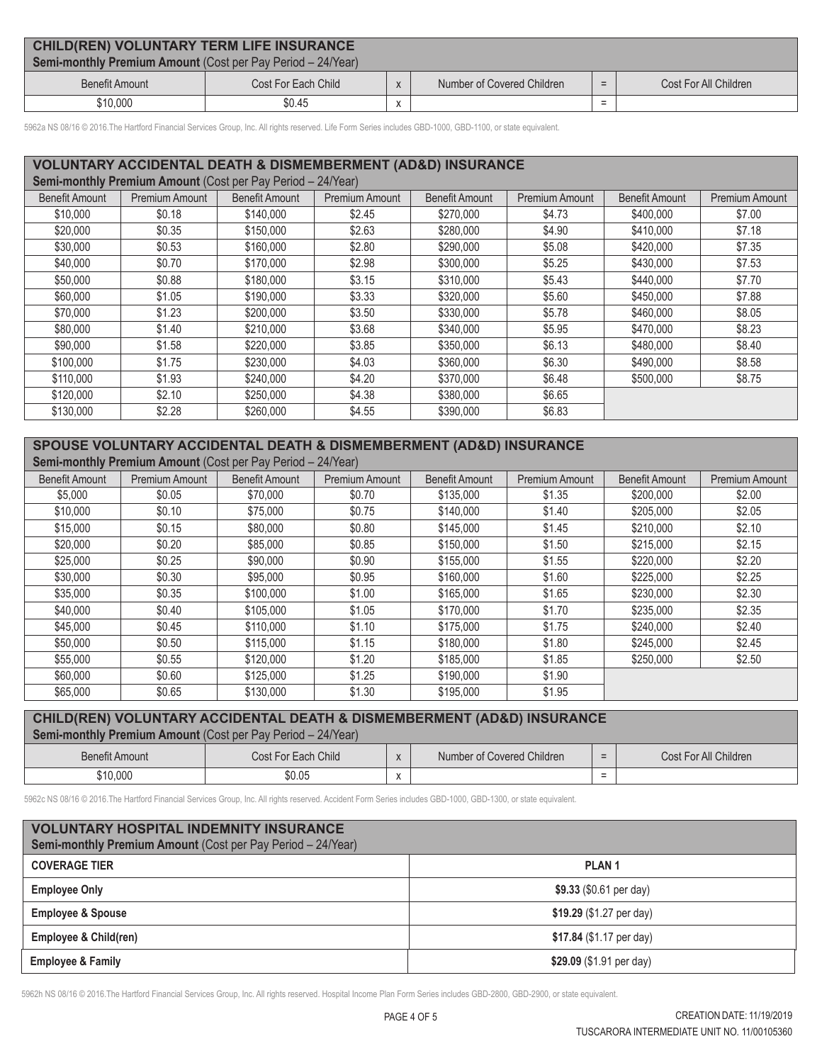## CHILD(REN) VOLUNTARY TERM LIFE INSURANCE

**Semi-monthly Premium Amount** (Cost per Pay Period – 24/Year)

| Benefit Amount | Cost For Each Child | x | Number of Covered Children | = | Cost For All Children |
|---|---|---|---|---|---|
| $10,000 | $0.45 | x | | = | |

5962a NS 08/16 © 2016.The Hartford Financial Services Group, Inc. All rights reserved. Life Form Series includes GBD-1000, GBD-1100, or state equivalent.

## VOLUNTARY ACCIDENTAL DEATH & DISMEMBERMENT (AD&D) INSURANCE

**Semi-monthly Premium Amount** (Cost per Pay Period – 24/Year)

| Benefit Amount | Premium Amount | Benefit Amount | Premium Amount | Benefit Amount | Premium Amount | Benefit Amount | Premium Amount |
|---|---|---|---|---|---|---|---|
| $10,000 | $0.18 | $140,000 | $2.45 | $270,000 | $4.73 | $400,000 | $7.00 |
| $20,000 | $0.35 | $150,000 | $2.63 | $280,000 | $4.90 | $410,000 | $7.18 |
| $30,000 | $0.53 | $160,000 | $2.80 | $290,000 | $5.08 | $420,000 | $7.35 |
| $40,000 | $0.70 | $170,000 | $2.98 | $300,000 | $5.25 | $430,000 | $7.53 |
| $50,000 | $0.88 | $180,000 | $3.15 | $310,000 | $5.43 | $440,000 | $7.70 |
| $60,000 | $1.05 | $190,000 | $3.33 | $320,000 | $5.60 | $450,000 | $7.88 |
| $70,000 | $1.23 | $200,000 | $3.50 | $330,000 | $5.78 | $460,000 | $8.05 |
| $80,000 | $1.40 | $210,000 | $3.68 | $340,000 | $5.95 | $470,000 | $8.23 |
| $90,000 | $1.58 | $220,000 | $3.85 | $350,000 | $6.13 | $480,000 | $8.40 |
| $100,000 | $1.75 | $230,000 | $4.03 | $360,000 | $6.30 | $490,000 | $8.58 |
| $110,000 | $1.93 | $240,000 | $4.20 | $370,000 | $6.48 | $500,000 | $8.75 |
| $120,000 | $2.10 | $250,000 | $4.38 | $380,000 | $6.65 | | |
| $130,000 | $2.28 | $260,000 | $4.55 | $390,000 | $6.83 | | |

## SPOUSE VOLUNTARY ACCIDENTAL DEATH & DISMEMBERMENT (AD&D) INSURANCE

**Semi-monthly Premium Amount** (Cost per Pay Period – 24/Year)

| Benefit Amount | Premium Amount | Benefit Amount | Premium Amount | Benefit Amount | Premium Amount | Benefit Amount | Premium Amount |
|---|---|---|---|---|---|---|---|
| $5,000 | $0.05 | $70,000 | $0.70 | $135,000 | $1.35 | $200,000 | $2.00 |
| $10,000 | $0.10 | $75,000 | $0.75 | $140,000 | $1.40 | $205,000 | $2.05 |
| $15,000 | $0.15 | $80,000 | $0.80 | $145,000 | $1.45 | $210,000 | $2.10 |
| $20,000 | $0.20 | $85,000 | $0.85 | $150,000 | $1.50 | $215,000 | $2.15 |
| $25,000 | $0.25 | $90,000 | $0.90 | $155,000 | $1.55 | $220,000 | $2.20 |
| $30,000 | $0.30 | $95,000 | $0.95 | $160,000 | $1.60 | $225,000 | $2.25 |
| $35,000 | $0.35 | $100,000 | $1.00 | $165,000 | $1.65 | $230,000 | $2.30 |
| $40,000 | $0.40 | $105,000 | $1.05 | $170,000 | $1.70 | $235,000 | $2.35 |
| $45,000 | $0.45 | $110,000 | $1.10 | $175,000 | $1.75 | $240,000 | $2.40 |
| $50,000 | $0.50 | $115,000 | $1.15 | $180,000 | $1.80 | $245,000 | $2.45 |
| $55,000 | $0.55 | $120,000 | $1.20 | $185,000 | $1.85 | $250,000 | $2.50 |
| $60,000 | $0.60 | $125,000 | $1.25 | $190,000 | $1.90 | | |
| $65,000 | $0.65 | $130,000 | $1.30 | $195,000 | $1.95 | | |

## CHILD(REN) VOLUNTARY ACCIDENTAL DEATH & DISMEMBERMENT (AD&D) INSURANCE

**Semi-monthly Premium Amount** (Cost per Pay Period – 24/Year)

| Benefit Amount | Cost For Each Child | x | Number of Covered Children | = | Cost For All Children |
|---|---|---|---|---|---|
| $10,000 | $0.05 | x | | = | |

5962c NS 08/16 © 2016.The Hartford Financial Services Group, Inc. All rights reserved. Accident Form Series includes GBD-1000, GBD-1300, or state equivalent.

## VOLUNTARY HOSPITAL INDEMNITY INSURANCE

**Semi-monthly Premium Amount** (Cost per Pay Period – 24/Year)

| COVERAGE TIER | PLAN 1 |
|---|---|
| **Employee Only** | **$9.33** ($0.61 per day) |
| **Employee & Spouse** | **$19.29** ($1.27 per day) |
| **Employee & Child(ren)** | **$17.84** ($1.17 per day) |
| **Employee & Family** | **$29.09** ($1.91 per day) |

5962h NS 08/16 © 2016.The Hartford Financial Services Group, Inc. All rights reserved. Hospital Income Plan Form Series includes GBD-2800, GBD-2900, or state equivalent.

CREATION DATE: 11/19/2019
TUSCARORA INTERMEDIATE UNIT NO. 11/00105360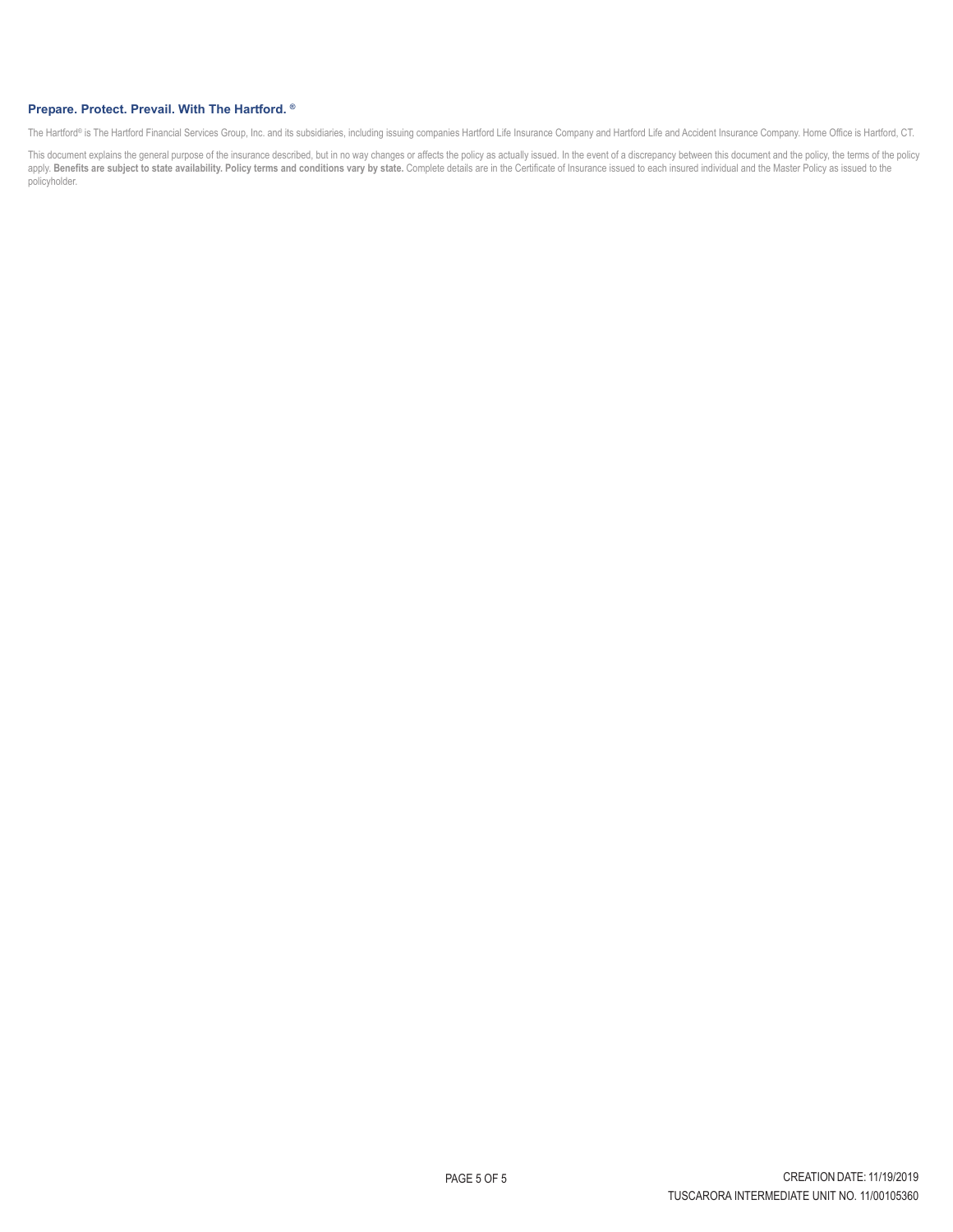**Prepare. Protect. Prevail. With The Hartford. ®**

The Hartford® is The Hartford Financial Services Group, Inc. and its subsidiaries, including issuing companies Hartford Life Insurance Company and Hartford Life and Accident Insurance Company. Home Office is Hartford, CT.

This document explains the general purpose of the insurance described, but in no way changes or affects the policy as actually issued. In the event of a discrepancy between this document and the policy, the terms of the policy apply. **Benefits are subject to state availability. Policy terms and conditions vary by state.** Complete details are in the Certificate of Insurance issued to each insured individual and the Master Policy as issued to the policyholder.

CREATION DATE: 11/19/2019

TUSCARORA INTERMEDIATE UNIT NO. 11/00105360